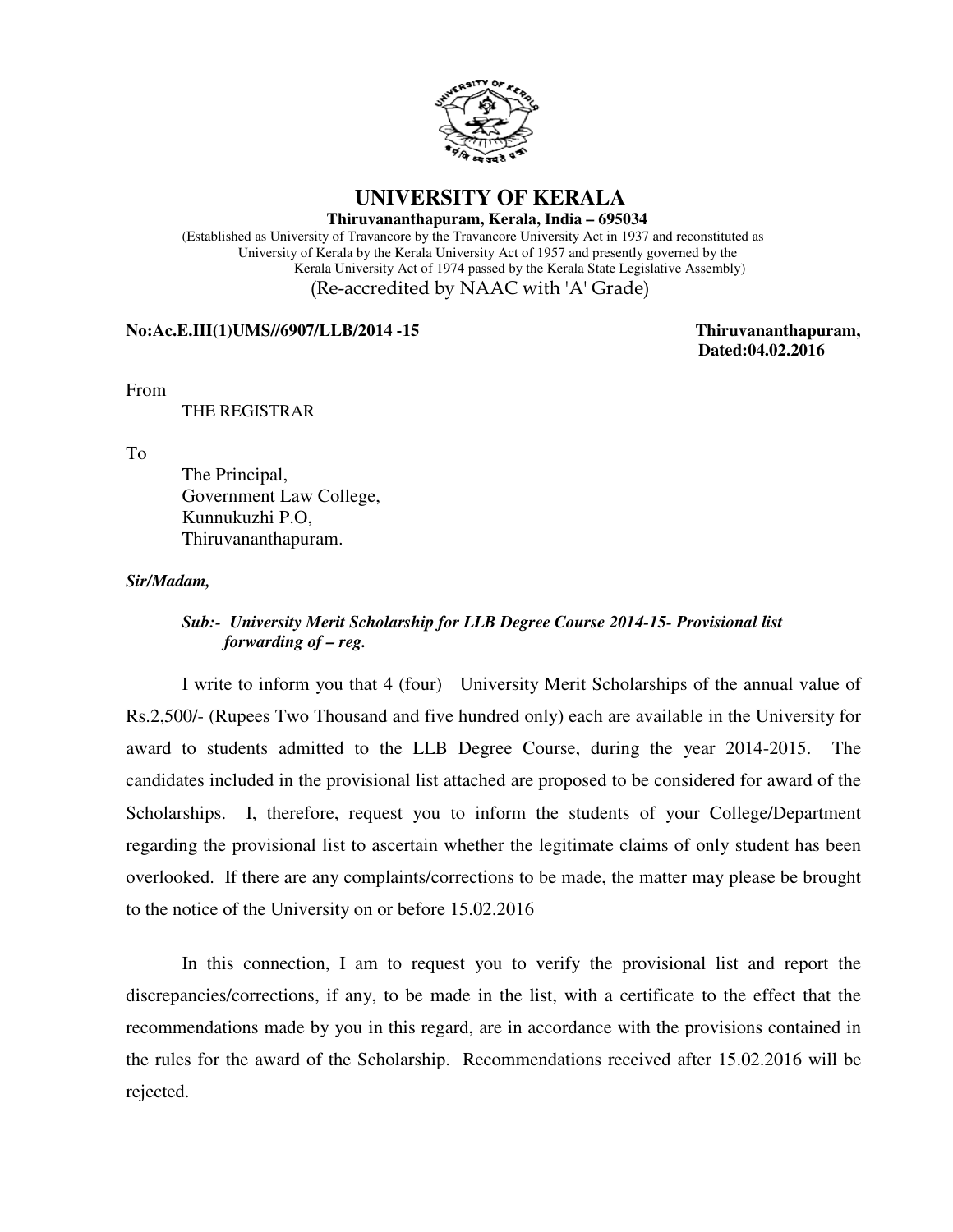# UNIVERSITY OF KERALA

**Thiruvananthapuram, Kerala, India – 695034**

(Established as University of Travancore by the Travancore University Act in 1937 and reconstituted as University of Kerala by the Kerala University Act of 1957 and presently governed by the Kerala University Act of 1974 passed by the Kerala State Legislative Assembly)

(Re-accredited by NAAC with 'A' Grade)

**No:Ac.E.III(1)UMS//6907/LLB/2014 -15** **Thiruvananthapuram,**
**Dated:04.02.2016**

From

THE REGISTRAR

To

The Principal,
Government Law College,
Kunnukuzhi P.O,
Thiruvananthapuram.

***Sir/Madam,***

***Sub:- University Merit Scholarship for LLB Degree Course 2014-15- Provisional list forwarding of – reg.***

I write to inform you that 4 (four) University Merit Scholarships of the annual value of Rs.2,500/- (Rupees Two Thousand and five hundred only) each are available in the University for award to students admitted to the LLB Degree Course, during the year 2014-2015. The candidates included in the provisional list attached are proposed to be considered for award of the Scholarships. I, therefore, request you to inform the students of your College/Department regarding the provisional list to ascertain whether the legitimate claims of only student has been overlooked. If there are any complaints/corrections to be made, the matter may please be brought to the notice of the University on or before 15.02.2016

In this connection, I am to request you to verify the provisional list and report the discrepancies/corrections, if any, to be made in the list, with a certificate to the effect that the recommendations made by you in this regard, are in accordance with the provisions contained in the rules for the award of the Scholarship. Recommendations received after 15.02.2016 will be rejected.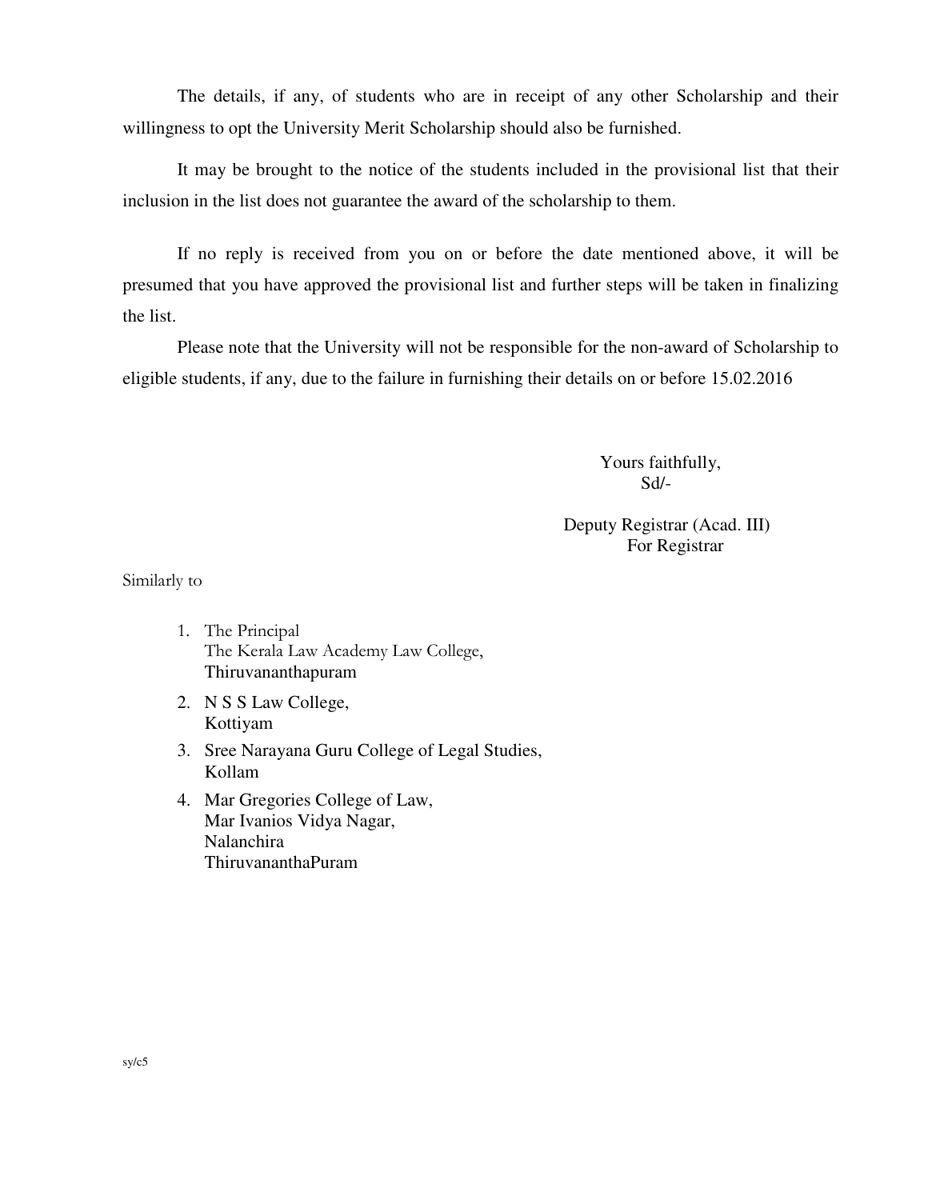The details, if any, of students who are in receipt of any other Scholarship and their willingness to opt the University Merit Scholarship should also be furnished.

It may be brought to the notice of the students included in the provisional list that their inclusion in the list does not guarantee the award of the scholarship to them.

If no reply is received from you on or before the date mentioned above, it will be presumed that you have approved the provisional list and further steps will be taken in finalizing the list.

Please note that the University will not be responsible for the non-award of Scholarship to eligible students, if any, due to the failure in furnishing their details on or before 15.02.2016

Yours faithfully,
Sd/-

Deputy Registrar (Acad. III)
For Registrar

Similarly to

1. The Principal
   The Kerala Law Academy Law College,
   Thiruvananthapuram
2. N S S Law College,
   Kottiyam
3. Sree Narayana Guru College of Legal Studies,
   Kollam
4. Mar Gregories College of Law,
   Mar Ivanios Vidya Nagar,
   Nalanchira
   ThiruvananthaPuram

sy/c5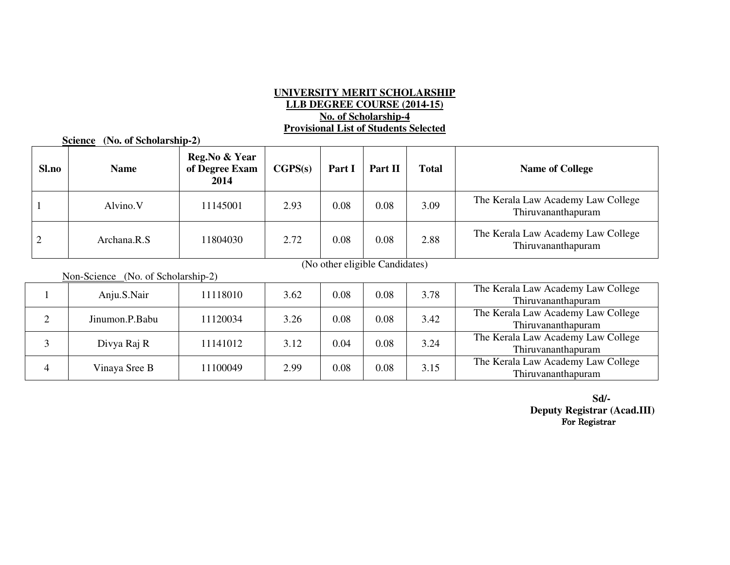**UNIVERSITY MERIT SCHOLARSHIP**
**LLB DEGREE COURSE (2014-15)**
**No. of Scholarship-4**
**Provisional List of Students Selected**

**Science (No. of Scholarship-2)**

| Sl.no | Name | Reg.No & Year of Degree Exam 2014 | CGPS(s) | Part I | Part II | Total | Name of College |
|---|---|---|---|---|---|---|---|
| 1 | Alvino.V | 11145001 | 2.93 | 0.08 | 0.08 | 3.09 | The Kerala Law Academy Law College Thiruvananthapuram |
| 2 | Archana.R.S | 11804030 | 2.72 | 0.08 | 0.08 | 2.88 | The Kerala Law Academy Law College Thiruvananthapuram |

(No other eligible Candidates)

Non-Science (No. of Scholarship-2)

| | | | | | | | |
|---|---|---|---|---|---|---|---|
| 1 | Anju.S.Nair | 11118010 | 3.62 | 0.08 | 0.08 | 3.78 | The Kerala Law Academy Law College Thiruvananthapuram |
| 2 | Jinumon.P.Babu | 11120034 | 3.26 | 0.08 | 0.08 | 3.42 | The Kerala Law Academy Law College Thiruvananthapuram |
| 3 | Divya Raj R | 11141012 | 3.12 | 0.04 | 0.08 | 3.24 | The Kerala Law Academy Law College Thiruvananthapuram |
| 4 | Vinaya Sree B | 11100049 | 2.99 | 0.08 | 0.08 | 3.15 | The Kerala Law Academy Law College Thiruvananthapuram |

**Sd/-**
**Deputy Registrar (Acad.III)**
**For Registrar**